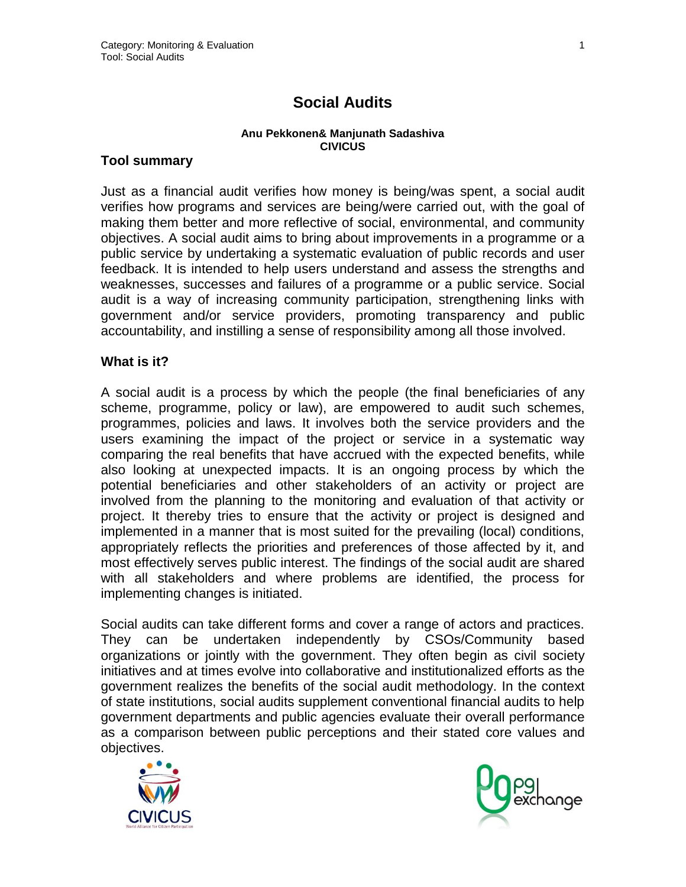# Social Audits

**Anu Pekkonen& Manjunath Sadashiva**
**CIVICUS**

## Tool summary

Just as a financial audit verifies how money is being/was spent, a social audit verifies how programs and services are being/were carried out, with the goal of making them better and more reflective of social, environmental, and community objectives. A social audit aims to bring about improvements in a programme or a public service by undertaking a systematic evaluation of public records and user feedback. It is intended to help users understand and assess the strengths and weaknesses, successes and failures of a programme or a public service. Social audit is a way of increasing community participation, strengthening links with government and/or service providers, promoting transparency and public accountability, and instilling a sense of responsibility among all those involved.

## What is it?

A social audit is a process by which the people (the final beneficiaries of any scheme, programme, policy or law), are empowered to audit such schemes, programmes, policies and laws. It involves both the service providers and the users examining the impact of the project or service in a systematic way comparing the real benefits that have accrued with the expected benefits, while also looking at unexpected impacts. It is an ongoing process by which the potential beneficiaries and other stakeholders of an activity or project are involved from the planning to the monitoring and evaluation of that activity or project. It thereby tries to ensure that the activity or project is designed and implemented in a manner that is most suited for the prevailing (local) conditions, appropriately reflects the priorities and preferences of those affected by it, and most effectively serves public interest. The findings of the social audit are shared with all stakeholders and where problems are identified, the process for implementing changes is initiated.

Social audits can take different forms and cover a range of actors and practices. They can be undertaken independently by CSOs/Community based organizations or jointly with the government. They often begin as civil society initiatives and at times evolve into collaborative and institutionalized efforts as the government realizes the benefits of the social audit methodology. In the context of state institutions, social audits supplement conventional financial audits to help government departments and public agencies evaluate their overall performance as a comparison between public perceptions and their stated core values and objectives.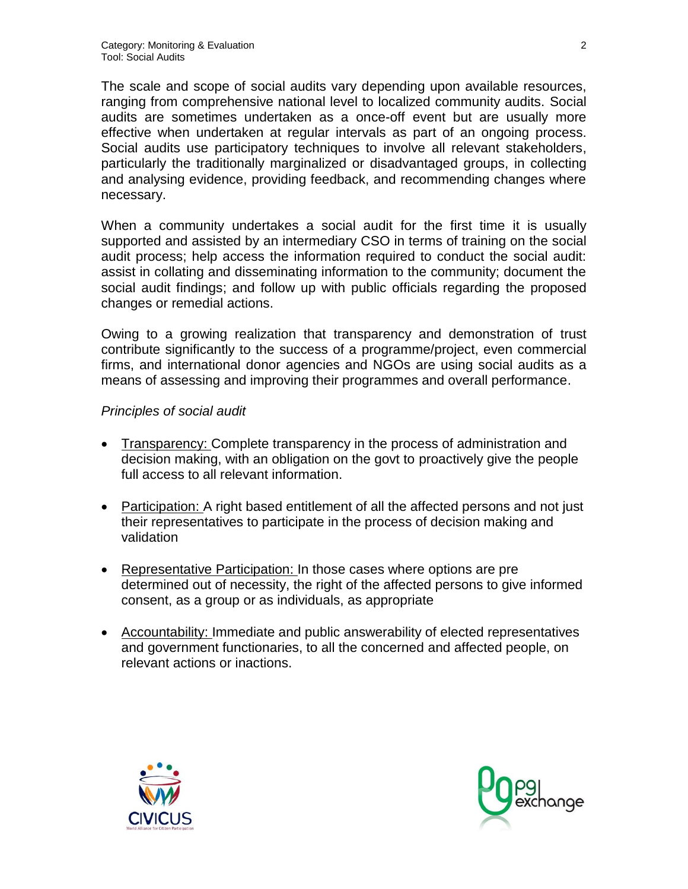The scale and scope of social audits vary depending upon available resources, ranging from comprehensive national level to localized community audits. Social audits are sometimes undertaken as a once-off event but are usually more effective when undertaken at regular intervals as part of an ongoing process. Social audits use participatory techniques to involve all relevant stakeholders, particularly the traditionally marginalized or disadvantaged groups, in collecting and analysing evidence, providing feedback, and recommending changes where necessary.

When a community undertakes a social audit for the first time it is usually supported and assisted by an intermediary CSO in terms of training on the social audit process; help access the information required to conduct the social audit: assist in collating and disseminating information to the community; document the social audit findings; and follow up with public officials regarding the proposed changes or remedial actions.

Owing to a growing realization that transparency and demonstration of trust contribute significantly to the success of a programme/project, even commercial firms, and international donor agencies and NGOs are using social audits as a means of assessing and improving their programmes and overall performance.

*Principles of social audit*

- Transparency: Complete transparency in the process of administration and decision making, with an obligation on the govt to proactively give the people full access to all relevant information.
- Participation: A right based entitlement of all the affected persons and not just their representatives to participate in the process of decision making and validation
- Representative Participation: In those cases where options are pre determined out of necessity, the right of the affected persons to give informed consent, as a group or as individuals, as appropriate
- Accountability: Immediate and public answerability of elected representatives and government functionaries, to all the concerned and affected people, on relevant actions or inactions.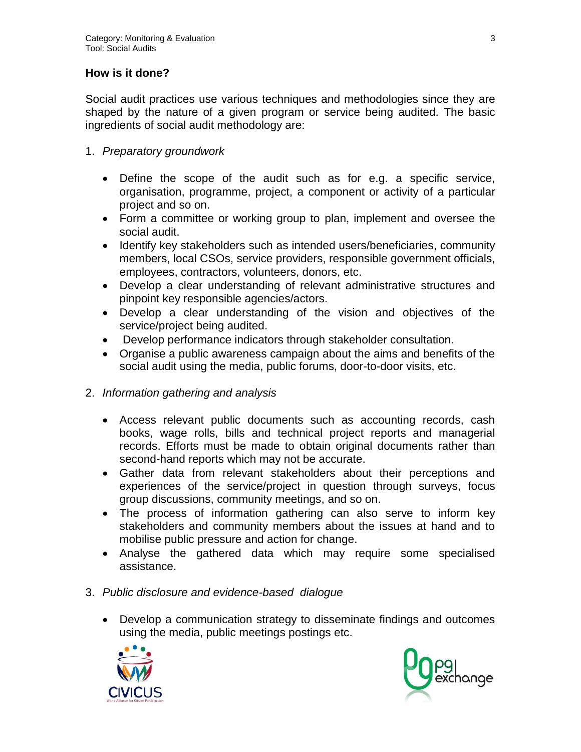## How is it done?

Social audit practices use various techniques and methodologies since they are shaped by the nature of a given program or service being audited. The basic ingredients of social audit methodology are:

1. *Preparatory groundwork*

   - Define the scope of the audit such as for e.g. a specific service, organisation, programme, project, a component or activity of a particular project and so on.
   - Form a committee or working group to plan, implement and oversee the social audit.
   - Identify key stakeholders such as intended users/beneficiaries, community members, local CSOs, service providers, responsible government officials, employees, contractors, volunteers, donors, etc.
   - Develop a clear understanding of relevant administrative structures and pinpoint key responsible agencies/actors.
   - Develop a clear understanding of the vision and objectives of the service/project being audited.
   - Develop performance indicators through stakeholder consultation.
   - Organise a public awareness campaign about the aims and benefits of the social audit using the media, public forums, door-to-door visits, etc.

2. *Information gathering and analysis*

   - Access relevant public documents such as accounting records, cash books, wage rolls, bills and technical project reports and managerial records. Efforts must be made to obtain original documents rather than second-hand reports which may not be accurate.
   - Gather data from relevant stakeholders about their perceptions and experiences of the service/project in question through surveys, focus group discussions, community meetings, and so on.
   - The process of information gathering can also serve to inform key stakeholders and community members about the issues at hand and to mobilise public pressure and action for change.
   - Analyse the gathered data which may require some specialised assistance.

3. *Public disclosure and evidence-based dialogue*

   - Develop a communication strategy to disseminate findings and outcomes using the media, public meetings postings etc.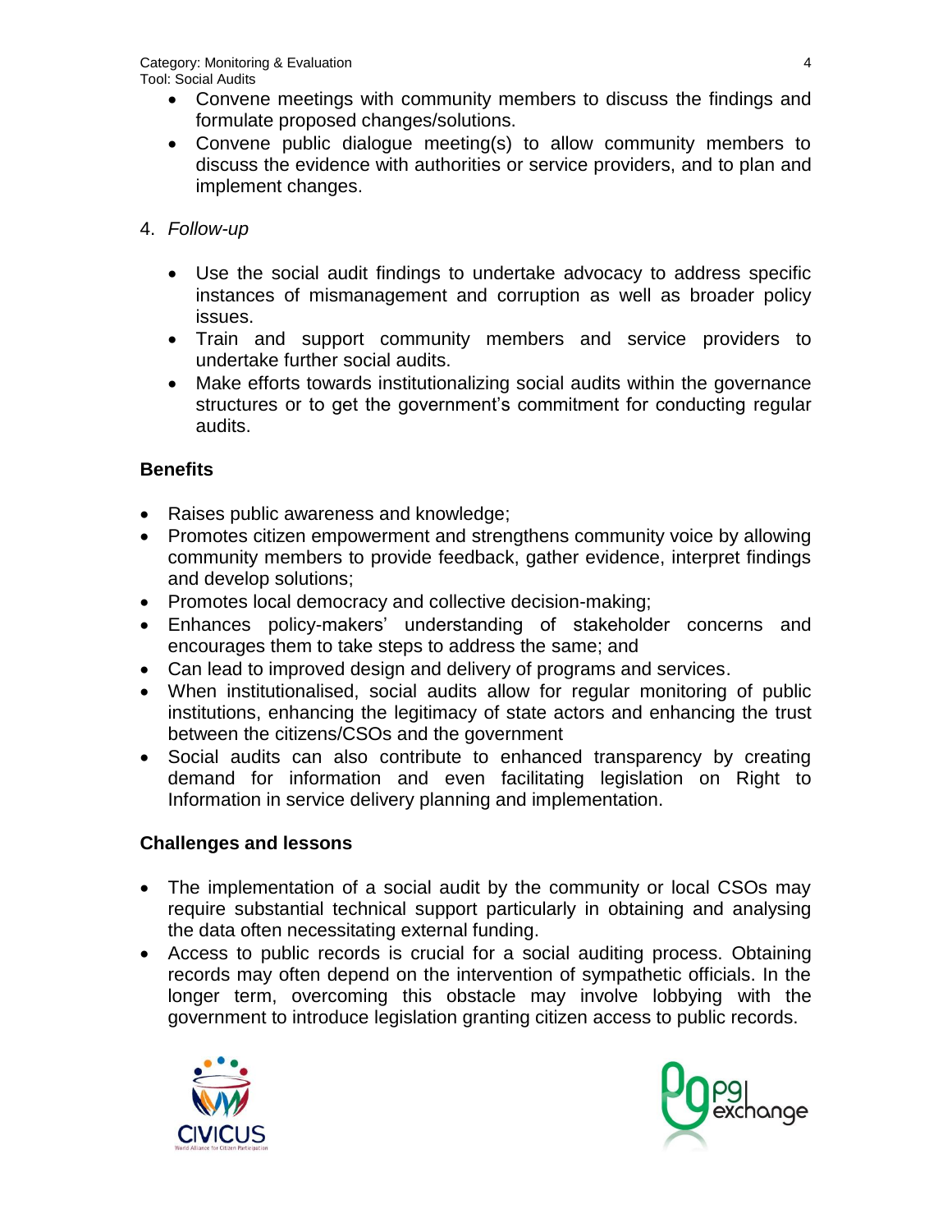- Convene meetings with community members to discuss the findings and formulate proposed changes/solutions.
- Convene public dialogue meeting(s) to allow community members to discuss the evidence with authorities or service providers, and to plan and implement changes.

4. *Follow-up*

   - Use the social audit findings to undertake advocacy to address specific instances of mismanagement and corruption as well as broader policy issues.
   - Train and support community members and service providers to undertake further social audits.
   - Make efforts towards institutionalizing social audits within the governance structures or to get the government's commitment for conducting regular audits.

**Benefits**

- Raises public awareness and knowledge;
- Promotes citizen empowerment and strengthens community voice by allowing community members to provide feedback, gather evidence, interpret findings and develop solutions;
- Promotes local democracy and collective decision-making;
- Enhances policy-makers' understanding of stakeholder concerns and encourages them to take steps to address the same; and
- Can lead to improved design and delivery of programs and services.
- When institutionalised, social audits allow for regular monitoring of public institutions, enhancing the legitimacy of state actors and enhancing the trust between the citizens/CSOs and the government
- Social audits can also contribute to enhanced transparency by creating demand for information and even facilitating legislation on Right to Information in service delivery planning and implementation.

**Challenges and lessons**

- The implementation of a social audit by the community or local CSOs may require substantial technical support particularly in obtaining and analysing the data often necessitating external funding.
- Access to public records is crucial for a social auditing process. Obtaining records may often depend on the intervention of sympathetic officials. In the longer term, overcoming this obstacle may involve lobbying with the government to introduce legislation granting citizen access to public records.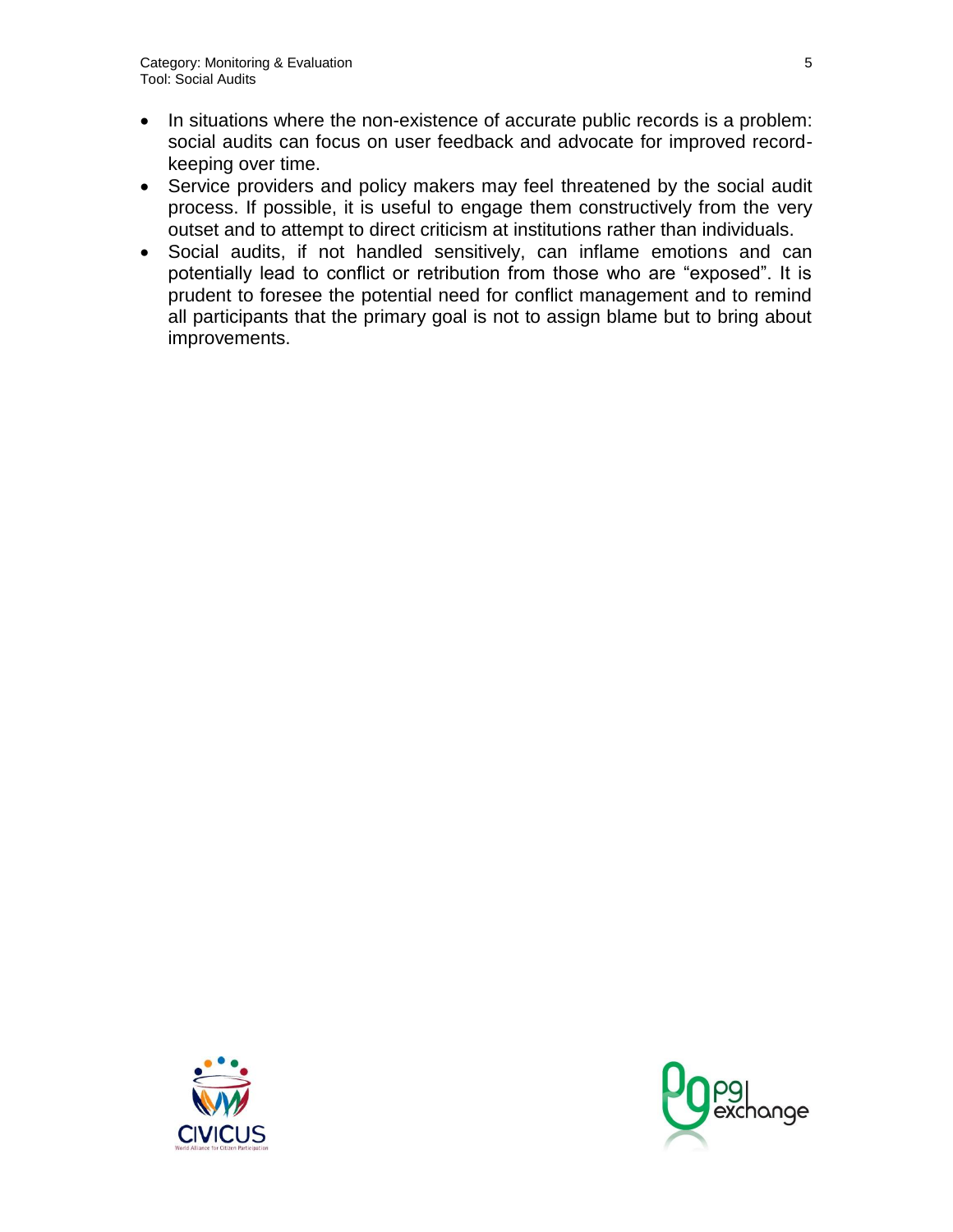- In situations where the non-existence of accurate public records is a problem: social audits can focus on user feedback and advocate for improved record-keeping over time.
- Service providers and policy makers may feel threatened by the social audit process. If possible, it is useful to engage them constructively from the very outset and to attempt to direct criticism at institutions rather than individuals.
- Social audits, if not handled sensitively, can inflame emotions and can potentially lead to conflict or retribution from those who are "exposed". It is prudent to foresee the potential need for conflict management and to remind all participants that the primary goal is not to assign blame but to bring about improvements.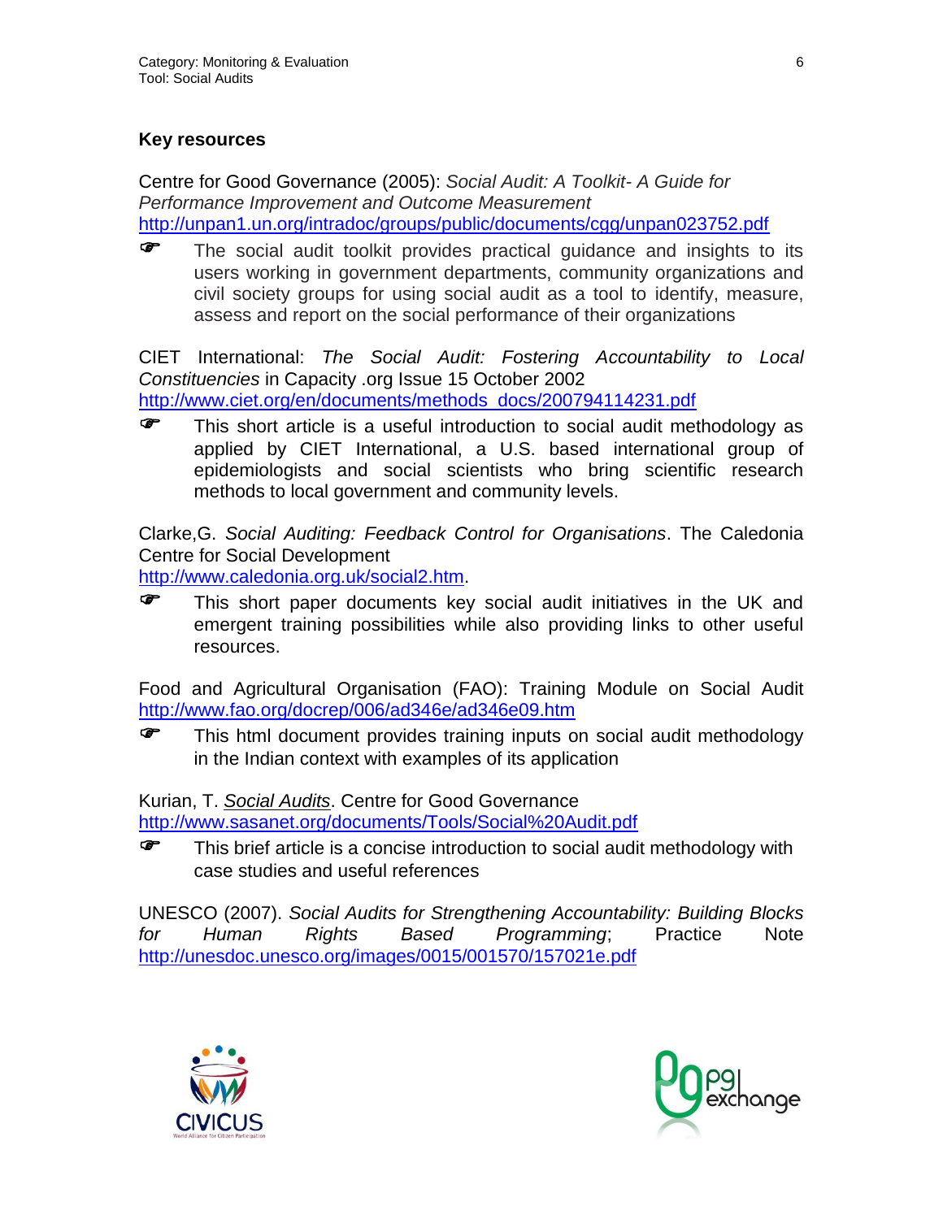## Key resources

Centre for Good Governance (2005): *Social Audit: A Toolkit- A Guide for Performance Improvement and Outcome Measurement*
http://unpan1.un.org/intradoc/groups/public/documents/cgg/unpan023752.pdf

- ☞ The social audit toolkit provides practical guidance and insights to its users working in government departments, community organizations and civil society groups for using social audit as a tool to identify, measure, assess and report on the social performance of their organizations

CIET International: *The Social Audit: Fostering Accountability to Local Constituencies* in Capacity .org Issue 15 October 2002
http://www.ciet.org/en/documents/methods_docs/200794114231.pdf

- ☞ This short article is a useful introduction to social audit methodology as applied by CIET International, a U.S. based international group of epidemiologists and social scientists who bring scientific research methods to local government and community levels.

Clarke,G. *Social Auditing: Feedback Control for Organisations*. The Caledonia Centre for Social Development
http://www.caledonia.org.uk/social2.htm.

- ☞ This short paper documents key social audit initiatives in the UK and emergent training possibilities while also providing links to other useful resources.

Food and Agricultural Organisation (FAO): Training Module on Social Audit http://www.fao.org/docrep/006/ad346e/ad346e09.htm

- ☞ This html document provides training inputs on social audit methodology in the Indian context with examples of its application

Kurian, T. *Social Audits*. Centre for Good Governance
http://www.sasanet.org/documents/Tools/Social%20Audit.pdf

- ☞ This brief article is a concise introduction to social audit methodology with case studies and useful references

UNESCO (2007). *Social Audits for Strengthening Accountability: Building Blocks for Human Rights Based Programming*; Practice Note
http://unesdoc.unesco.org/images/0015/001570/157021e.pdf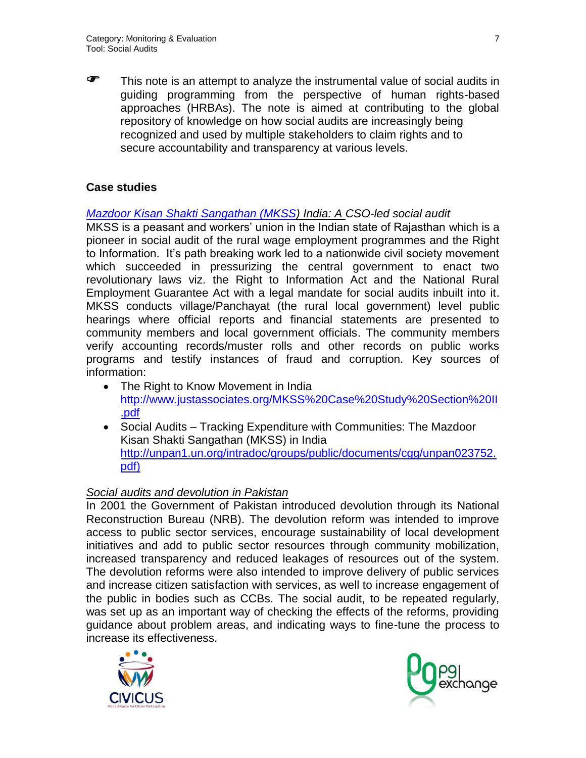☞ This note is an attempt to analyze the instrumental value of social audits in guiding programming from the perspective of human rights-based approaches (HRBAs). The note is aimed at contributing to the global repository of knowledge on how social audits are increasingly being recognized and used by multiple stakeholders to claim rights and to secure accountability and transparency at various levels.

## Case studies

*Mazdoor Kisan Shakti Sangathan (MKSS) India: A CSO-led social audit*

MKSS is a peasant and workers' union in the Indian state of Rajasthan which is a pioneer in social audit of the rural wage employment programmes and the Right to Information. It's path breaking work led to a nationwide civil society movement which succeeded in pressurizing the central government to enact two revolutionary laws viz. the Right to Information Act and the National Rural Employment Guarantee Act with a legal mandate for social audits inbuilt into it. MKSS conducts village/Panchayat (the rural local government) level public hearings where official reports and financial statements are presented to community members and local government officials. The community members verify accounting records/muster rolls and other records on public works programs and testify instances of fraud and corruption. Key sources of information:

- The Right to Know Movement in India http://www.justassociates.org/MKSS%20Case%20Study%20Section%20II.pdf
- Social Audits – Tracking Expenditure with Communities: The Mazdoor Kisan Shakti Sangathan (MKSS) in India http://unpan1.un.org/intradoc/groups/public/documents/cgg/unpan023752.pdf)

*Social audits and devolution in Pakistan*

In 2001 the Government of Pakistan introduced devolution through its National Reconstruction Bureau (NRB). The devolution reform was intended to improve access to public sector services, encourage sustainability of local development initiatives and add to public sector resources through community mobilization, increased transparency and reduced leakages of resources out of the system. The devolution reforms were also intended to improve delivery of public services and increase citizen satisfaction with services, as well to increase engagement of the public in bodies such as CCBs. The social audit, to be repeated regularly, was set up as an important way of checking the effects of the reforms, providing guidance about problem areas, and indicating ways to fine-tune the process to increase its effectiveness.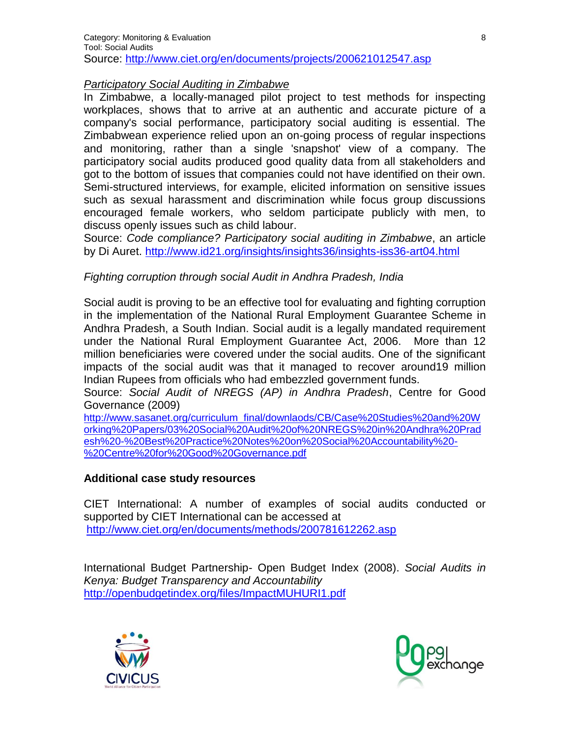Category: Monitoring & Evaluation
Tool: Social Audits
Source: http://www.ciet.org/en/documents/projects/200621012547.asp

*Participatory Social Auditing in Zimbabwe*

In Zimbabwe, a locally-managed pilot project to test methods for inspecting workplaces, shows that to arrive at an authentic and accurate picture of a company's social performance, participatory social auditing is essential. The Zimbabwean experience relied upon an on-going process of regular inspections and monitoring, rather than a single 'snapshot' view of a company. The participatory social audits produced good quality data from all stakeholders and got to the bottom of issues that companies could not have identified on their own. Semi-structured interviews, for example, elicited information on sensitive issues such as sexual harassment and discrimination while focus group discussions encouraged female workers, who seldom participate publicly with men, to discuss openly issues such as child labour.

Source: *Code compliance? Participatory social auditing in Zimbabwe*, an article by Di Auret. http://www.id21.org/insights/insights36/insights-iss36-art04.html

*Fighting corruption through social Audit in Andhra Pradesh, India*

Social audit is proving to be an effective tool for evaluating and fighting corruption in the implementation of the National Rural Employment Guarantee Scheme in Andhra Pradesh, a South Indian. Social audit is a legally mandated requirement under the National Rural Employment Guarantee Act, 2006. More than 12 million beneficiaries were covered under the social audits. One of the significant impacts of the social audit was that it managed to recover around19 million Indian Rupees from officials who had embezzled government funds.

Source: *Social Audit of NREGS (AP) in Andhra Pradesh*, Centre for Good Governance (2009)
http://www.sasanet.org/curriculum_final/downlaods/CB/Case%20Studies%20and%20Working%20Papers/03%20Social%20Audit%20of%20NREGS%20in%20Andhra%20Pradesh%20-%20Best%20Practice%20Notes%20on%20Social%20Accountability%20-%20Centre%20for%20Good%20Governance.pdf

**Additional case study resources**

CIET International: A number of examples of social audits conducted or supported by CIET International can be accessed at
http://www.ciet.org/en/documents/methods/200781612262.asp

International Budget Partnership- Open Budget Index (2008). *Social Audits in Kenya: Budget Transparency and Accountability*
http://openbudgetindex.org/files/ImpactMUHURI1.pdf